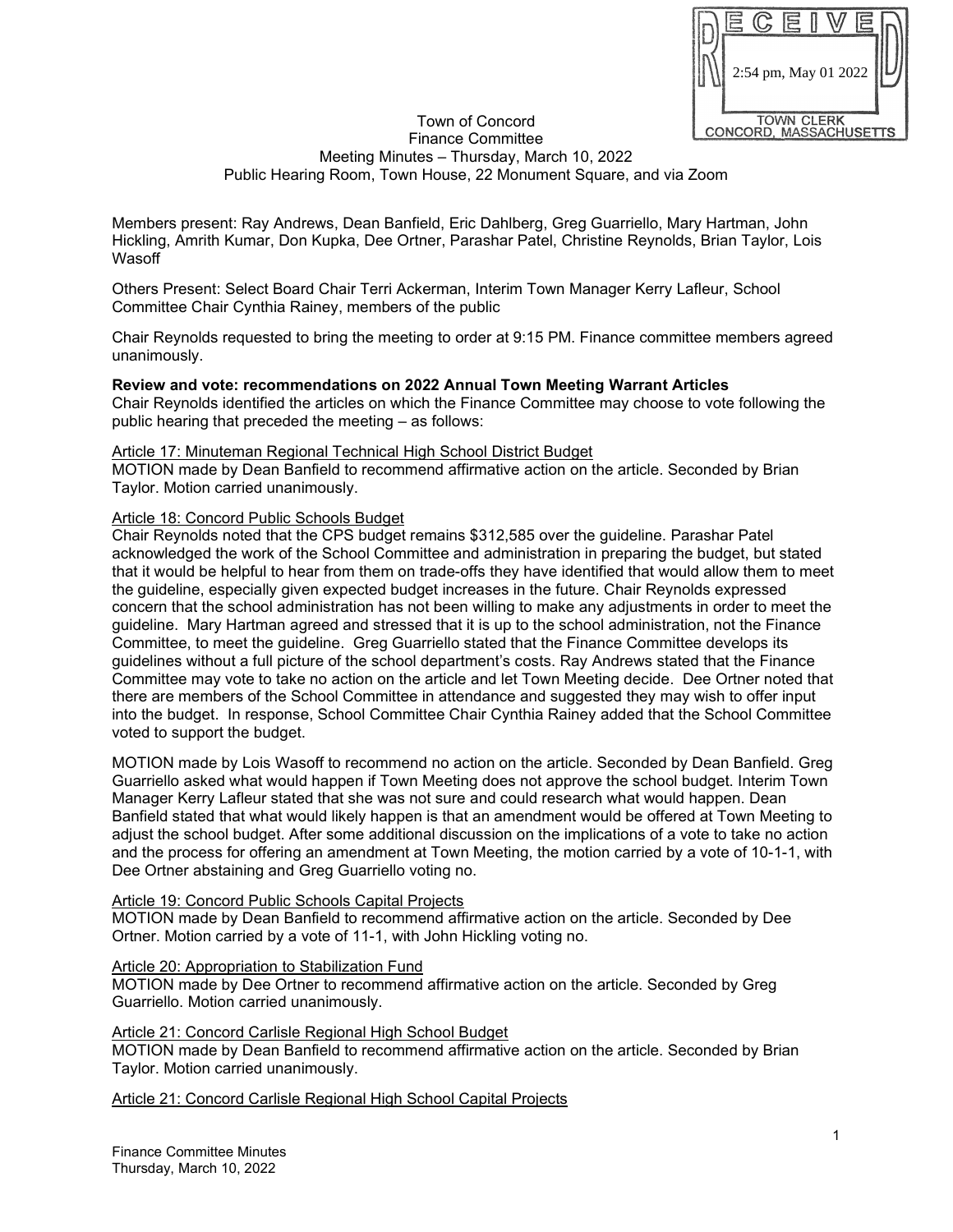RECEIVED
2:54 pm, May 01 2022
TOWN CLERK
CONCORD, MASSACHUSETTS

Town of Concord
Finance Committee
Meeting Minutes – Thursday, March 10, 2022
Public Hearing Room, Town House, 22 Monument Square, and via Zoom

Members present: Ray Andrews, Dean Banfield, Eric Dahlberg, Greg Guarriello, Mary Hartman, John Hickling, Amrith Kumar, Don Kupka, Dee Ortner, Parashar Patel, Christine Reynolds, Brian Taylor, Lois Wasoff

Others Present: Select Board Chair Terri Ackerman, Interim Town Manager Kerry Lafleur, School Committee Chair Cynthia Rainey, members of the public

Chair Reynolds requested to bring the meeting to order at 9:15 PM. Finance committee members agreed unanimously.

**Review and vote: recommendations on 2022 Annual Town Meeting Warrant Articles**
Chair Reynolds identified the articles on which the Finance Committee may choose to vote following the public hearing that preceded the meeting – as follows:

Article 17: Minuteman Regional Technical High School District Budget
MOTION made by Dean Banfield to recommend affirmative action on the article. Seconded by Brian Taylor. Motion carried unanimously.

Article 18: Concord Public Schools Budget
Chair Reynolds noted that the CPS budget remains $312,585 over the guideline. Parashar Patel acknowledged the work of the School Committee and administration in preparing the budget, but stated that it would be helpful to hear from them on trade-offs they have identified that would allow them to meet the guideline, especially given expected budget increases in the future. Chair Reynolds expressed concern that the school administration has not been willing to make any adjustments in order to meet the guideline. Mary Hartman agreed and stressed that it is up to the school administration, not the Finance Committee, to meet the guideline. Greg Guarriello stated that the Finance Committee develops its guidelines without a full picture of the school department's costs. Ray Andrews stated that the Finance Committee may vote to take no action on the article and let Town Meeting decide. Dee Ortner noted that there are members of the School Committee in attendance and suggested they may wish to offer input into the budget. In response, School Committee Chair Cynthia Rainey added that the School Committee voted to support the budget.

MOTION made by Lois Wasoff to recommend no action on the article. Seconded by Dean Banfield. Greg Guarriello asked what would happen if Town Meeting does not approve the school budget. Interim Town Manager Kerry Lafleur stated that she was not sure and could research what would happen. Dean Banfield stated that what would likely happen is that an amendment would be offered at Town Meeting to adjust the school budget. After some additional discussion on the implications of a vote to take no action and the process for offering an amendment at Town Meeting, the motion carried by a vote of 10-1-1, with Dee Ortner abstaining and Greg Guarriello voting no.

Article 19: Concord Public Schools Capital Projects
MOTION made by Dean Banfield to recommend affirmative action on the article. Seconded by Dee Ortner. Motion carried by a vote of 11-1, with John Hickling voting no.

Article 20: Appropriation to Stabilization Fund
MOTION made by Dee Ortner to recommend affirmative action on the article. Seconded by Greg Guarriello. Motion carried unanimously.

Article 21: Concord Carlisle Regional High School Budget
MOTION made by Dean Banfield to recommend affirmative action on the article. Seconded by Brian Taylor. Motion carried unanimously.

Article 21: Concord Carlisle Regional High School Capital Projects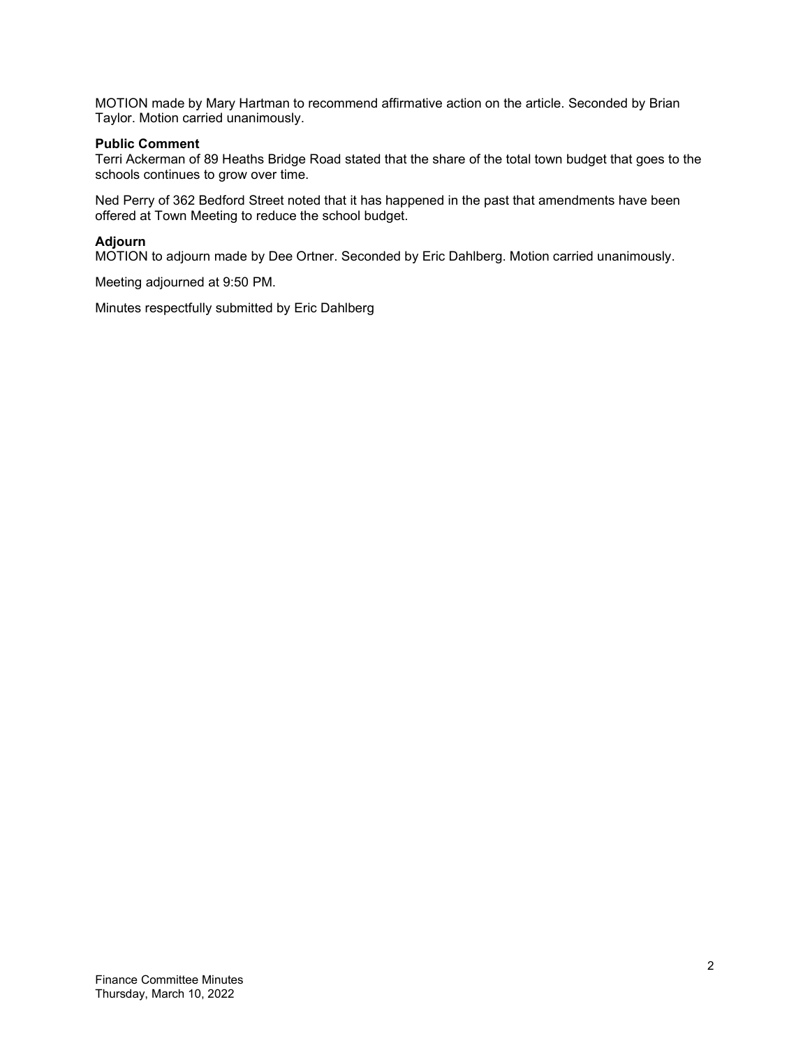MOTION made by Mary Hartman to recommend affirmative action on the article. Seconded by Brian Taylor. Motion carried unanimously.

**Public Comment**

Terri Ackerman of 89 Heaths Bridge Road stated that the share of the total town budget that goes to the schools continues to grow over time.

Ned Perry of 362 Bedford Street noted that it has happened in the past that amendments have been offered at Town Meeting to reduce the school budget.

**Adjourn**

MOTION to adjourn made by Dee Ortner. Seconded by Eric Dahlberg. Motion carried unanimously.

Meeting adjourned at 9:50 PM.

Minutes respectfully submitted by Eric Dahlberg